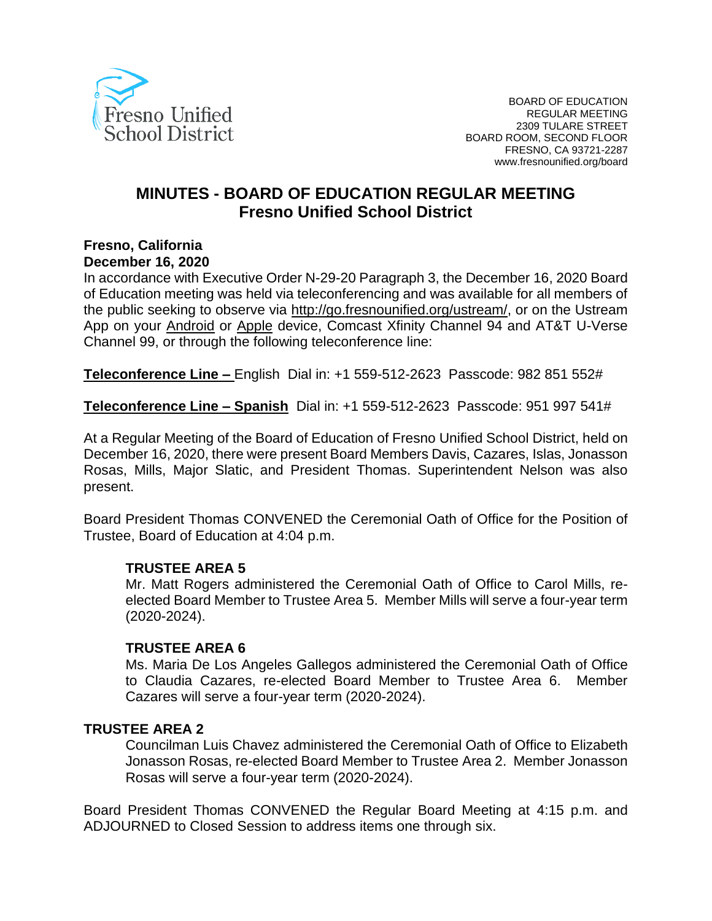Fresno Unified School District

BOARD OF EDUCATION
REGULAR MEETING
2309 TULARE STREET
BOARD ROOM, SECOND FLOOR
FRESNO, CA 93721-2287
www.fresnounified.org/board

# MINUTES - BOARD OF EDUCATION REGULAR MEETING
## Fresno Unified School District

**Fresno, California**
**December 16, 2020**
In accordance with Executive Order N-29-20 Paragraph 3, the December 16, 2020 Board of Education meeting was held via teleconferencing and was available for all members of the public seeking to observe via http://go.fresnounified.org/ustream/, or on the Ustream App on your Android or Apple device, Comcast Xfinity Channel 94 and AT&T U-Verse Channel 99, or through the following teleconference line:

**Teleconference Line –** English  Dial in: +1 559-512-2623  Passcode: 982 851 552#

**Teleconference Line – Spanish**  Dial in: +1 559-512-2623  Passcode: 951 997 541#

At a Regular Meeting of the Board of Education of Fresno Unified School District, held on December 16, 2020, there were present Board Members Davis, Cazares, Islas, Jonasson Rosas, Mills, Major Slatic, and President Thomas. Superintendent Nelson was also present.

Board President Thomas CONVENED the Ceremonial Oath of Office for the Position of Trustee, Board of Education at 4:04 p.m.

**TRUSTEE AREA 5**
Mr. Matt Rogers administered the Ceremonial Oath of Office to Carol Mills, re-elected Board Member to Trustee Area 5. Member Mills will serve a four-year term (2020-2024).

**TRUSTEE AREA 6**
Ms. Maria De Los Angeles Gallegos administered the Ceremonial Oath of Office to Claudia Cazares, re-elected Board Member to Trustee Area 6. Member Cazares will serve a four-year term (2020-2024).

**TRUSTEE AREA 2**
Councilman Luis Chavez administered the Ceremonial Oath of Office to Elizabeth Jonasson Rosas, re-elected Board Member to Trustee Area 2. Member Jonasson Rosas will serve a four-year term (2020-2024).

Board President Thomas CONVENED the Regular Board Meeting at 4:15 p.m. and ADJOURNED to Closed Session to address items one through six.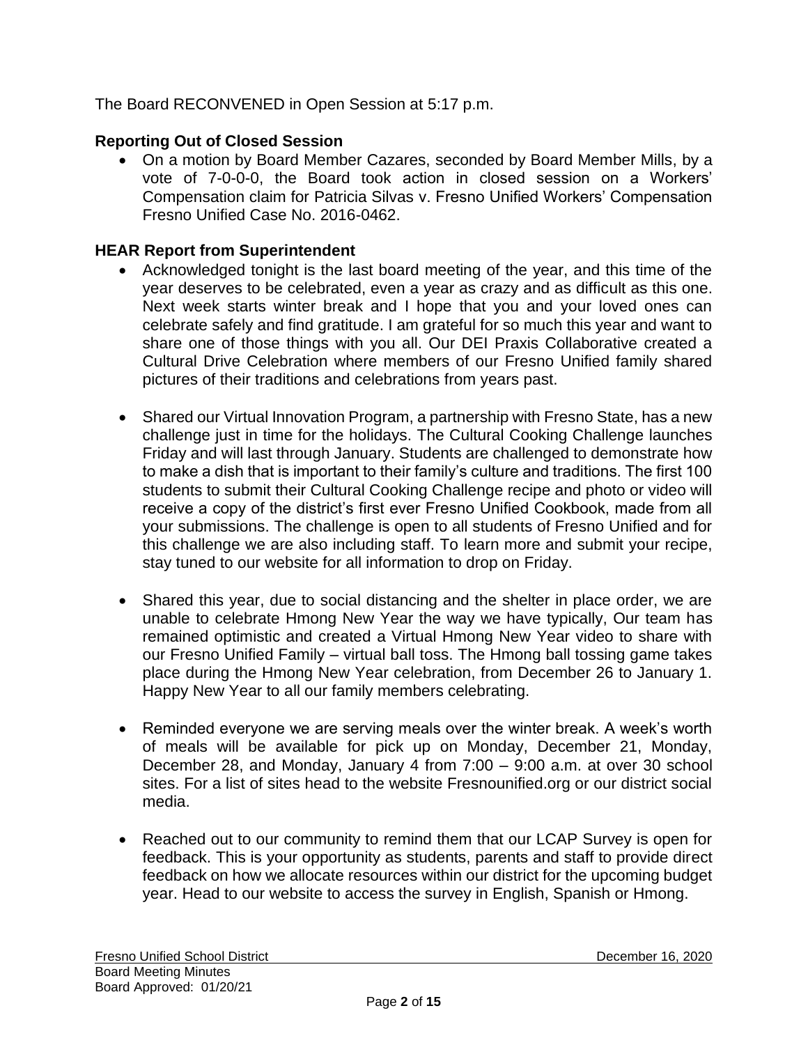The Board RECONVENED in Open Session at 5:17 p.m.

**Reporting Out of Closed Session**

- On a motion by Board Member Cazares, seconded by Board Member Mills, by a vote of 7-0-0-0, the Board took action in closed session on a Workers' Compensation claim for Patricia Silvas v. Fresno Unified Workers' Compensation Fresno Unified Case No. 2016-0462.

**HEAR Report from Superintendent**

- Acknowledged tonight is the last board meeting of the year, and this time of the year deserves to be celebrated, even a year as crazy and as difficult as this one. Next week starts winter break and I hope that you and your loved ones can celebrate safely and find gratitude. I am grateful for so much this year and want to share one of those things with you all. Our DEI Praxis Collaborative created a Cultural Drive Celebration where members of our Fresno Unified family shared pictures of their traditions and celebrations from years past.

- Shared our Virtual Innovation Program, a partnership with Fresno State, has a new challenge just in time for the holidays. The Cultural Cooking Challenge launches Friday and will last through January. Students are challenged to demonstrate how to make a dish that is important to their family's culture and traditions. The first 100 students to submit their Cultural Cooking Challenge recipe and photo or video will receive a copy of the district's first ever Fresno Unified Cookbook, made from all your submissions. The challenge is open to all students of Fresno Unified and for this challenge we are also including staff. To learn more and submit your recipe, stay tuned to our website for all information to drop on Friday.

- Shared this year, due to social distancing and the shelter in place order, we are unable to celebrate Hmong New Year the way we have typically, Our team has remained optimistic and created a Virtual Hmong New Year video to share with our Fresno Unified Family – virtual ball toss. The Hmong ball tossing game takes place during the Hmong New Year celebration, from December 26 to January 1. Happy New Year to all our family members celebrating.

- Reminded everyone we are serving meals over the winter break. A week's worth of meals will be available for pick up on Monday, December 21, Monday, December 28, and Monday, January 4 from 7:00 – 9:00 a.m. at over 30 school sites. For a list of sites head to the website Fresnounified.org or our district social media.

- Reached out to our community to remind them that our LCAP Survey is open for feedback. This is your opportunity as students, parents and staff to provide direct feedback on how we allocate resources within our district for the upcoming budget year. Head to our website to access the survey in English, Spanish or Hmong.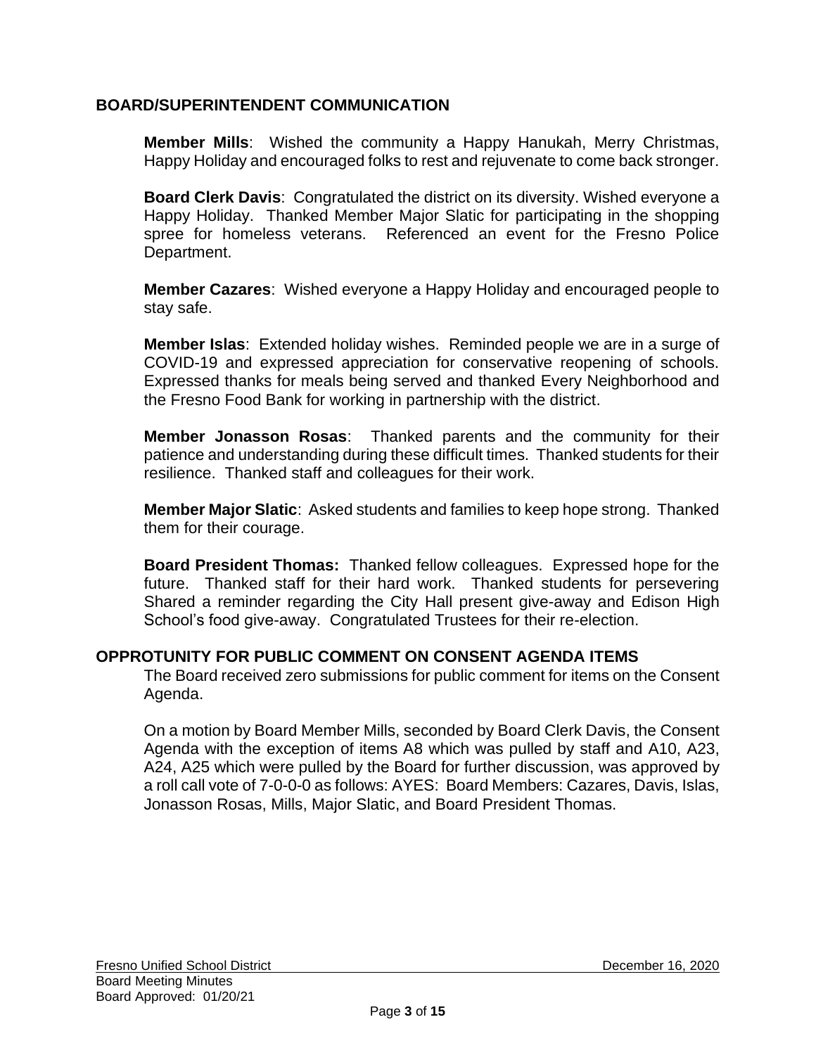## BOARD/SUPERINTENDENT COMMUNICATION

**Member Mills**: Wished the community a Happy Hanukah, Merry Christmas, Happy Holiday and encouraged folks to rest and rejuvenate to come back stronger.

**Board Clerk Davis**: Congratulated the district on its diversity. Wished everyone a Happy Holiday. Thanked Member Major Slatic for participating in the shopping spree for homeless veterans. Referenced an event for the Fresno Police Department.

**Member Cazares**: Wished everyone a Happy Holiday and encouraged people to stay safe.

**Member Islas**: Extended holiday wishes. Reminded people we are in a surge of COVID-19 and expressed appreciation for conservative reopening of schools. Expressed thanks for meals being served and thanked Every Neighborhood and the Fresno Food Bank for working in partnership with the district.

**Member Jonasson Rosas**: Thanked parents and the community for their patience and understanding during these difficult times. Thanked students for their resilience. Thanked staff and colleagues for their work.

**Member Major Slatic**: Asked students and families to keep hope strong. Thanked them for their courage.

**Board President Thomas:** Thanked fellow colleagues. Expressed hope for the future. Thanked staff for their hard work. Thanked students for persevering Shared a reminder regarding the City Hall present give-away and Edison High School's food give-away. Congratulated Trustees for their re-election.

## OPPROTUNITY FOR PUBLIC COMMENT ON CONSENT AGENDA ITEMS

The Board received zero submissions for public comment for items on the Consent Agenda.

On a motion by Board Member Mills, seconded by Board Clerk Davis, the Consent Agenda with the exception of items A8 which was pulled by staff and A10, A23, A24, A25 which were pulled by the Board for further discussion, was approved by a roll call vote of 7-0-0-0 as follows: AYES: Board Members: Cazares, Davis, Islas, Jonasson Rosas, Mills, Major Slatic, and Board President Thomas.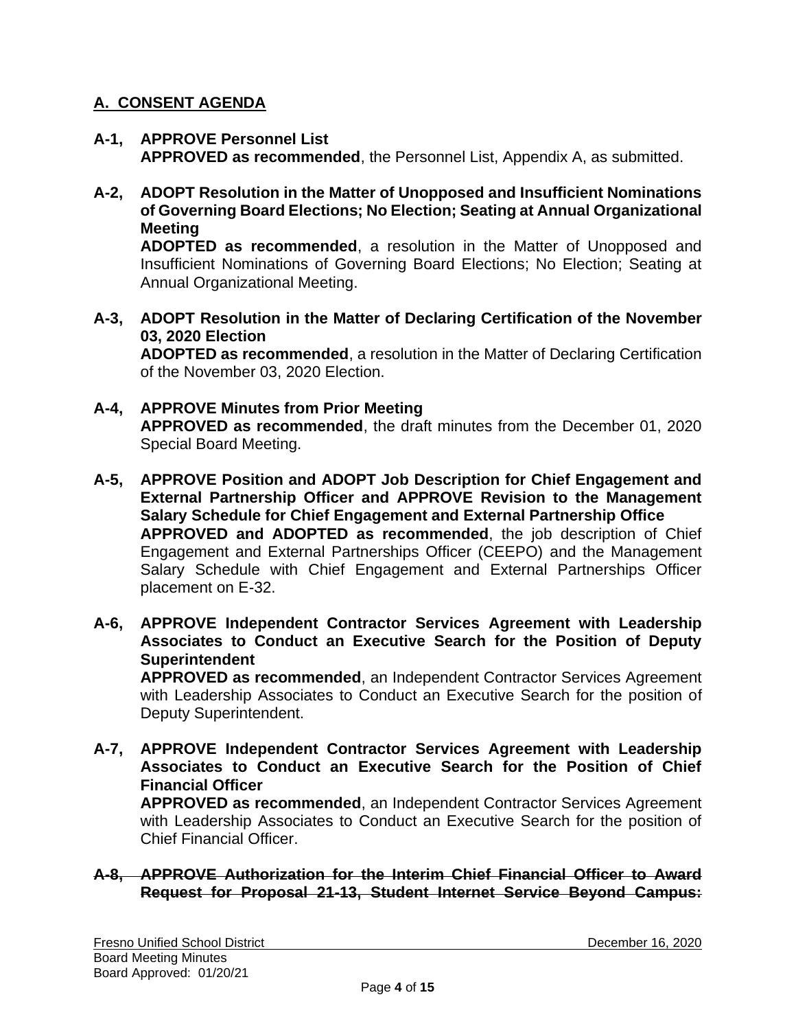## A. CONSENT AGENDA

**A-1, APPROVE Personnel List**
**APPROVED as recommended**, the Personnel List, Appendix A, as submitted.

**A-2, ADOPT Resolution in the Matter of Unopposed and Insufficient Nominations of Governing Board Elections; No Election; Seating at Annual Organizational Meeting**
**ADOPTED as recommended**, a resolution in the Matter of Unopposed and Insufficient Nominations of Governing Board Elections; No Election; Seating at Annual Organizational Meeting.

**A-3, ADOPT Resolution in the Matter of Declaring Certification of the November 03, 2020 Election**
**ADOPTED as recommended**, a resolution in the Matter of Declaring Certification of the November 03, 2020 Election.

**A-4, APPROVE Minutes from Prior Meeting**
**APPROVED as recommended**, the draft minutes from the December 01, 2020 Special Board Meeting.

**A-5, APPROVE Position and ADOPT Job Description for Chief Engagement and External Partnership Officer and APPROVE Revision to the Management Salary Schedule for Chief Engagement and External Partnership Office**
**APPROVED and ADOPTED as recommended**, the job description of Chief Engagement and External Partnerships Officer (CEEPO) and the Management Salary Schedule with Chief Engagement and External Partnerships Officer placement on E-32.

**A-6, APPROVE Independent Contractor Services Agreement with Leadership Associates to Conduct an Executive Search for the Position of Deputy Superintendent**
**APPROVED as recommended**, an Independent Contractor Services Agreement with Leadership Associates to Conduct an Executive Search for the position of Deputy Superintendent.

**A-7, APPROVE Independent Contractor Services Agreement with Leadership Associates to Conduct an Executive Search for the Position of Chief Financial Officer**
**APPROVED as recommended**, an Independent Contractor Services Agreement with Leadership Associates to Conduct an Executive Search for the position of Chief Financial Officer.

~~**A-8, APPROVE Authorization for the Interim Chief Financial Officer to Award Request for Proposal 21-13, Student Internet Service Beyond Campus:**~~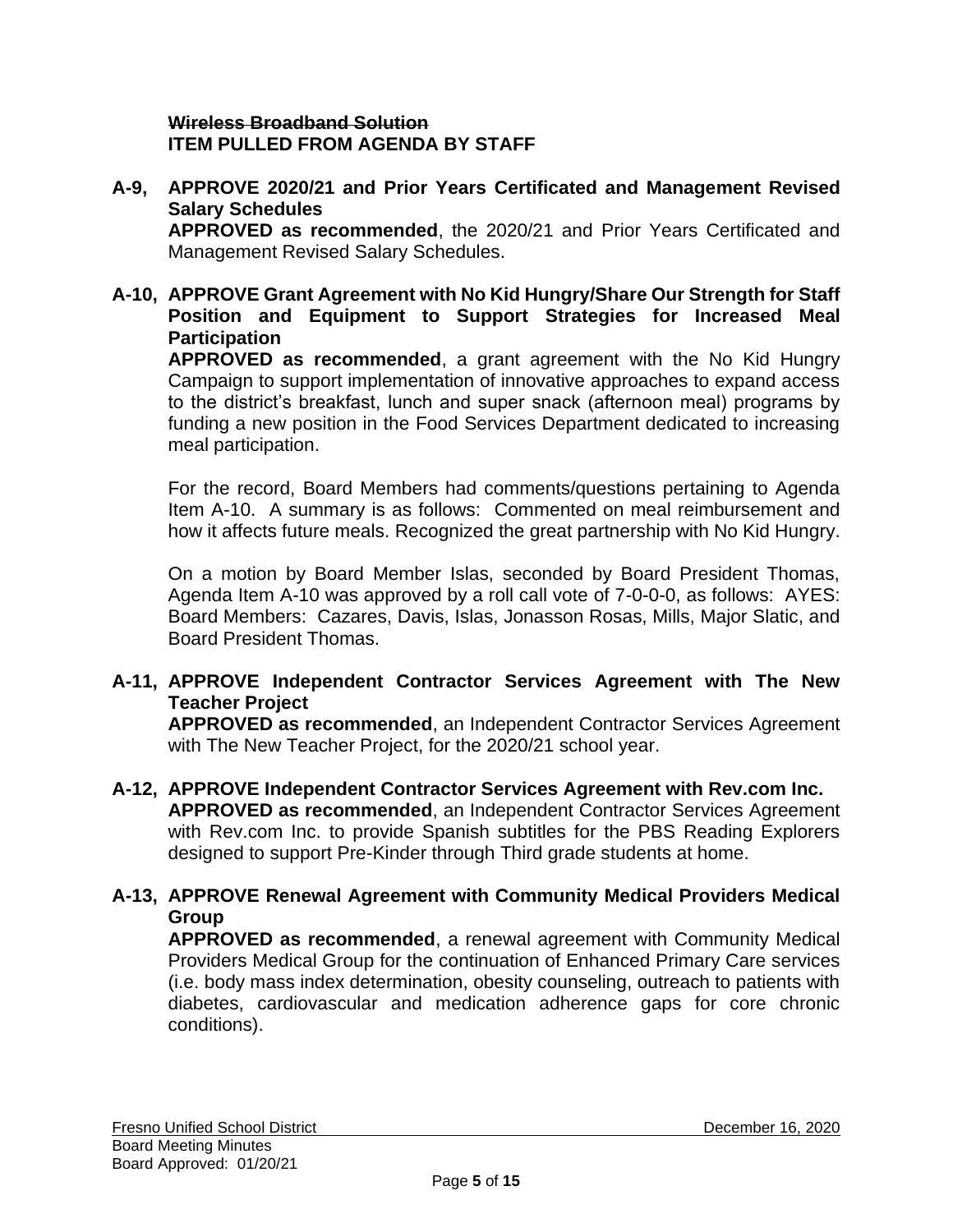**~~Wireless Broadband Solution~~**
**ITEM PULLED FROM AGENDA BY STAFF**

**A-9, APPROVE 2020/21 and Prior Years Certificated and Management Revised Salary Schedules**
**APPROVED as recommended**, the 2020/21 and Prior Years Certificated and Management Revised Salary Schedules.

**A-10, APPROVE Grant Agreement with No Kid Hungry/Share Our Strength for Staff Position and Equipment to Support Strategies for Increased Meal Participation**
**APPROVED as recommended**, a grant agreement with the No Kid Hungry Campaign to support implementation of innovative approaches to expand access to the district's breakfast, lunch and super snack (afternoon meal) programs by funding a new position in the Food Services Department dedicated to increasing meal participation.

For the record, Board Members had comments/questions pertaining to Agenda Item A-10. A summary is as follows: Commented on meal reimbursement and how it affects future meals. Recognized the great partnership with No Kid Hungry.

On a motion by Board Member Islas, seconded by Board President Thomas, Agenda Item A-10 was approved by a roll call vote of 7-0-0-0, as follows: AYES: Board Members: Cazares, Davis, Islas, Jonasson Rosas, Mills, Major Slatic, and Board President Thomas.

**A-11, APPROVE Independent Contractor Services Agreement with The New Teacher Project**
**APPROVED as recommended**, an Independent Contractor Services Agreement with The New Teacher Project, for the 2020/21 school year.

**A-12, APPROVE Independent Contractor Services Agreement with Rev.com Inc.**
**APPROVED as recommended**, an Independent Contractor Services Agreement with Rev.com Inc. to provide Spanish subtitles for the PBS Reading Explorers designed to support Pre-Kinder through Third grade students at home.

**A-13, APPROVE Renewal Agreement with Community Medical Providers Medical Group**
**APPROVED as recommended**, a renewal agreement with Community Medical Providers Medical Group for the continuation of Enhanced Primary Care services (i.e. body mass index determination, obesity counseling, outreach to patients with diabetes, cardiovascular and medication adherence gaps for core chronic conditions).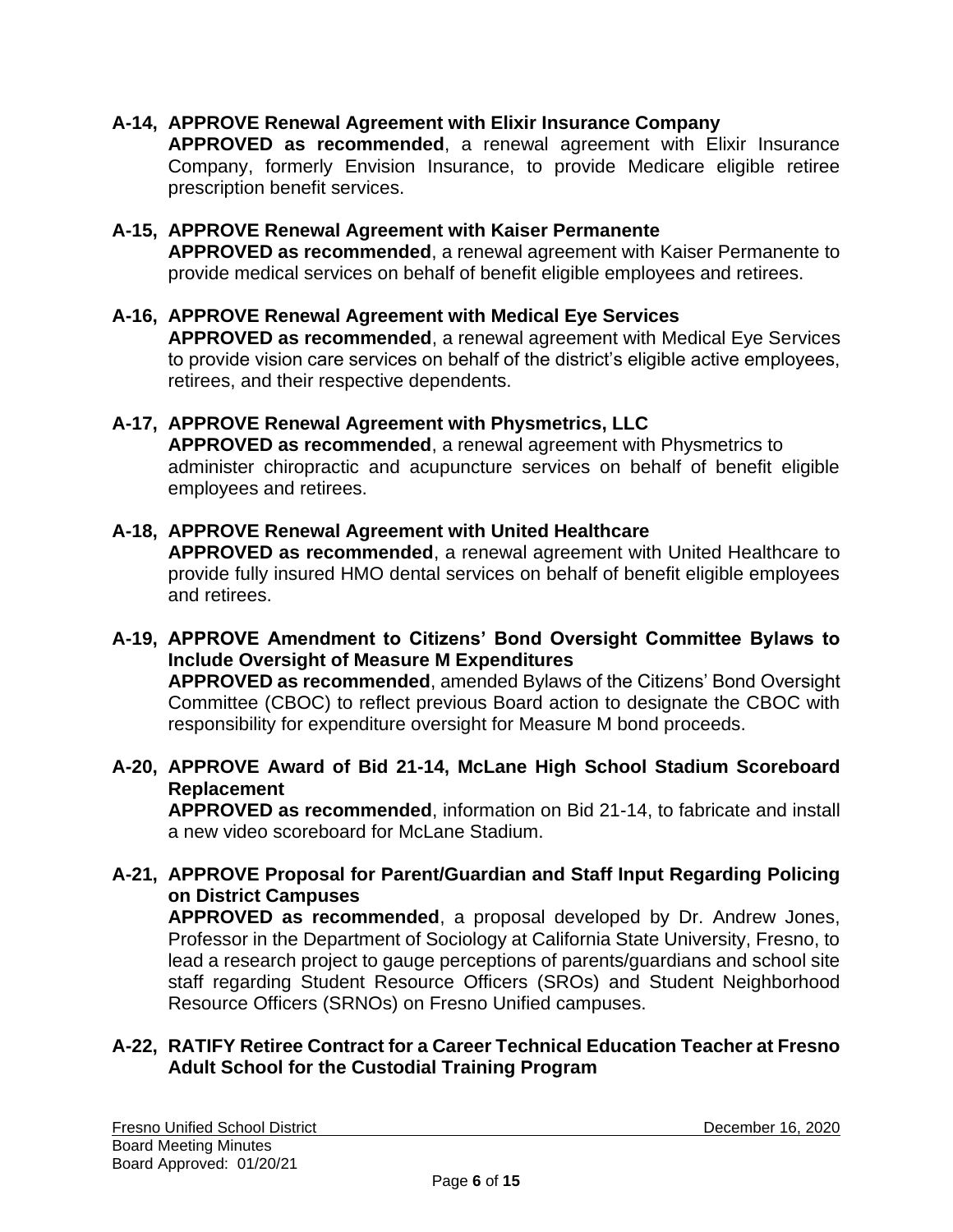**A-14, APPROVE Renewal Agreement with Elixir Insurance Company**

**APPROVED as recommended**, a renewal agreement with Elixir Insurance Company, formerly Envision Insurance, to provide Medicare eligible retiree prescription benefit services.

**A-15, APPROVE Renewal Agreement with Kaiser Permanente**

**APPROVED as recommended**, a renewal agreement with Kaiser Permanente to provide medical services on behalf of benefit eligible employees and retirees.

**A-16, APPROVE Renewal Agreement with Medical Eye Services**

**APPROVED as recommended**, a renewal agreement with Medical Eye Services to provide vision care services on behalf of the district's eligible active employees, retirees, and their respective dependents.

**A-17, APPROVE Renewal Agreement with Physmetrics, LLC**

**APPROVED as recommended**, a renewal agreement with Physmetrics to administer chiropractic and acupuncture services on behalf of benefit eligible employees and retirees.

**A-18, APPROVE Renewal Agreement with United Healthcare**

**APPROVED as recommended**, a renewal agreement with United Healthcare to provide fully insured HMO dental services on behalf of benefit eligible employees and retirees.

**A-19, APPROVE Amendment to Citizens' Bond Oversight Committee Bylaws to Include Oversight of Measure M Expenditures**

**APPROVED as recommended**, amended Bylaws of the Citizens' Bond Oversight Committee (CBOC) to reflect previous Board action to designate the CBOC with responsibility for expenditure oversight for Measure M bond proceeds.

**A-20, APPROVE Award of Bid 21-14, McLane High School Stadium Scoreboard Replacement**

**APPROVED as recommended**, information on Bid 21-14, to fabricate and install a new video scoreboard for McLane Stadium.

**A-21, APPROVE Proposal for Parent/Guardian and Staff Input Regarding Policing on District Campuses**

**APPROVED as recommended**, a proposal developed by Dr. Andrew Jones, Professor in the Department of Sociology at California State University, Fresno, to lead a research project to gauge perceptions of parents/guardians and school site staff regarding Student Resource Officers (SROs) and Student Neighborhood Resource Officers (SRNOs) on Fresno Unified campuses.

**A-22, RATIFY Retiree Contract for a Career Technical Education Teacher at Fresno Adult School for the Custodial Training Program**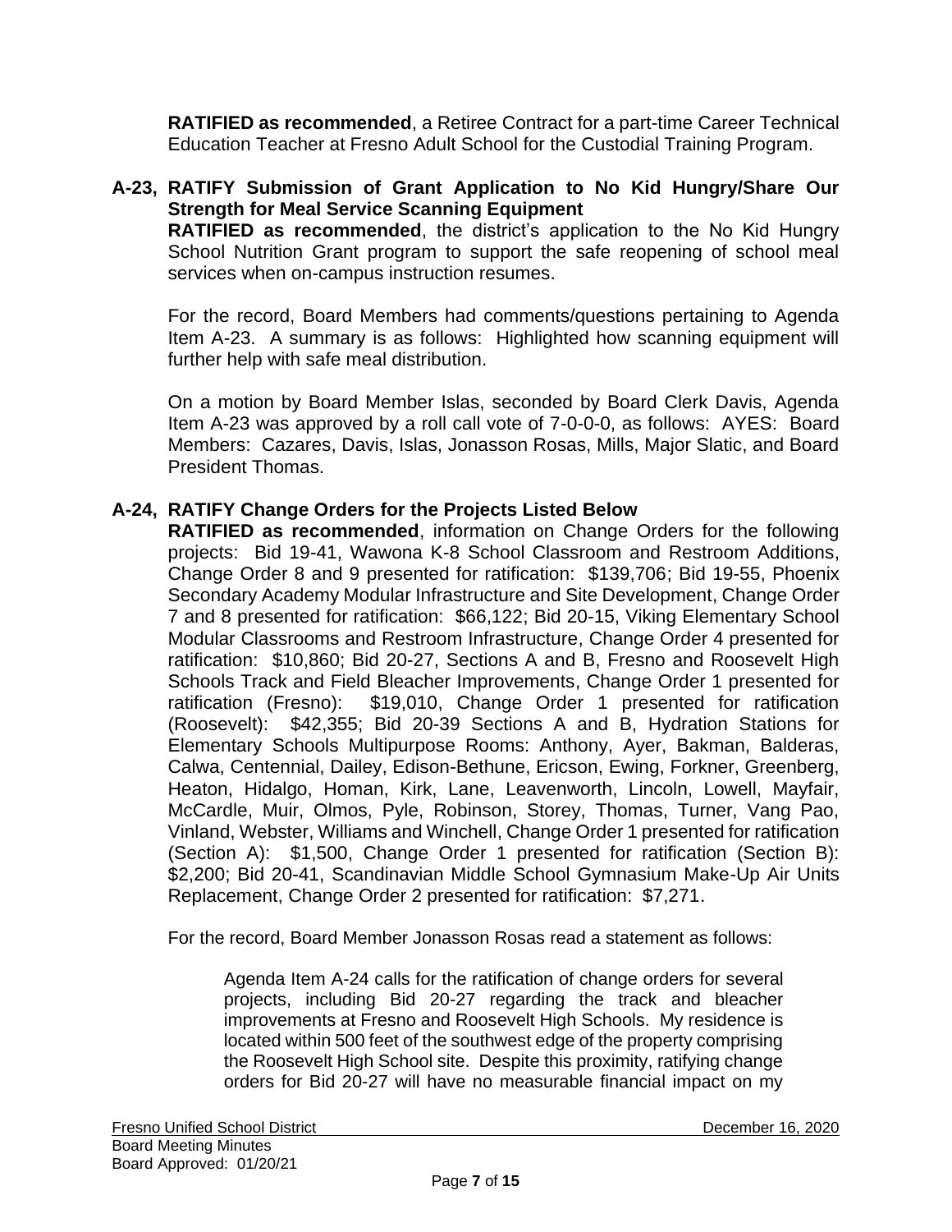**RATIFIED as recommended**, a Retiree Contract for a part-time Career Technical Education Teacher at Fresno Adult School for the Custodial Training Program.

**A-23, RATIFY Submission of Grant Application to No Kid Hungry/Share Our Strength for Meal Service Scanning Equipment**

**RATIFIED as recommended**, the district's application to the No Kid Hungry School Nutrition Grant program to support the safe reopening of school meal services when on-campus instruction resumes.

For the record, Board Members had comments/questions pertaining to Agenda Item A-23. A summary is as follows: Highlighted how scanning equipment will further help with safe meal distribution.

On a motion by Board Member Islas, seconded by Board Clerk Davis, Agenda Item A-23 was approved by a roll call vote of 7-0-0-0, as follows: AYES: Board Members: Cazares, Davis, Islas, Jonasson Rosas, Mills, Major Slatic, and Board President Thomas.

**A-24, RATIFY Change Orders for the Projects Listed Below**

**RATIFIED as recommended**, information on Change Orders for the following projects: Bid 19-41, Wawona K-8 School Classroom and Restroom Additions, Change Order 8 and 9 presented for ratification: $139,706; Bid 19-55, Phoenix Secondary Academy Modular Infrastructure and Site Development, Change Order 7 and 8 presented for ratification: $66,122; Bid 20-15, Viking Elementary School Modular Classrooms and Restroom Infrastructure, Change Order 4 presented for ratification: $10,860; Bid 20-27, Sections A and B, Fresno and Roosevelt High Schools Track and Field Bleacher Improvements, Change Order 1 presented for ratification (Fresno): $19,010, Change Order 1 presented for ratification (Roosevelt): $42,355; Bid 20-39 Sections A and B, Hydration Stations for Elementary Schools Multipurpose Rooms: Anthony, Ayer, Bakman, Balderas, Calwa, Centennial, Dailey, Edison-Bethune, Ericson, Ewing, Forkner, Greenberg, Heaton, Hidalgo, Homan, Kirk, Lane, Leavenworth, Lincoln, Lowell, Mayfair, McCardle, Muir, Olmos, Pyle, Robinson, Storey, Thomas, Turner, Vang Pao, Vinland, Webster, Williams and Winchell, Change Order 1 presented for ratification (Section A): $1,500, Change Order 1 presented for ratification (Section B): $2,200; Bid 20-41, Scandinavian Middle School Gymnasium Make-Up Air Units Replacement, Change Order 2 presented for ratification: $7,271.

For the record, Board Member Jonasson Rosas read a statement as follows:

> Agenda Item A-24 calls for the ratification of change orders for several projects, including Bid 20-27 regarding the track and bleacher improvements at Fresno and Roosevelt High Schools. My residence is located within 500 feet of the southwest edge of the property comprising the Roosevelt High School site. Despite this proximity, ratifying change orders for Bid 20-27 will have no measurable financial impact on my

Fresno Unified School District — December 16, 2020
Board Meeting Minutes
Board Approved: 01/20/21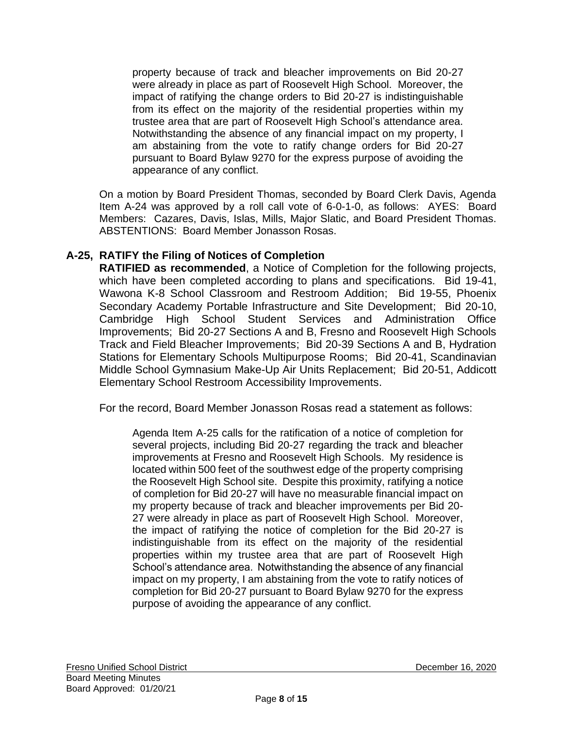property because of track and bleacher improvements on Bid 20-27 were already in place as part of Roosevelt High School. Moreover, the impact of ratifying the change orders to Bid 20-27 is indistinguishable from its effect on the majority of the residential properties within my trustee area that are part of Roosevelt High School's attendance area. Notwithstanding the absence of any financial impact on my property, I am abstaining from the vote to ratify change orders for Bid 20-27 pursuant to Board Bylaw 9270 for the express purpose of avoiding the appearance of any conflict.

On a motion by Board President Thomas, seconded by Board Clerk Davis, Agenda Item A-24 was approved by a roll call vote of 6-0-1-0, as follows: AYES: Board Members: Cazares, Davis, Islas, Mills, Major Slatic, and Board President Thomas. ABSTENTIONS: Board Member Jonasson Rosas.

**A-25, RATIFY the Filing of Notices of Completion**

**RATIFIED as recommended**, a Notice of Completion for the following projects, which have been completed according to plans and specifications. Bid 19-41, Wawona K-8 School Classroom and Restroom Addition; Bid 19-55, Phoenix Secondary Academy Portable Infrastructure and Site Development; Bid 20-10, Cambridge High School Student Services and Administration Office Improvements; Bid 20-27 Sections A and B, Fresno and Roosevelt High Schools Track and Field Bleacher Improvements; Bid 20-39 Sections A and B, Hydration Stations for Elementary Schools Multipurpose Rooms; Bid 20-41, Scandinavian Middle School Gymnasium Make-Up Air Units Replacement; Bid 20-51, Addicott Elementary School Restroom Accessibility Improvements.

For the record, Board Member Jonasson Rosas read a statement as follows:

> Agenda Item A-25 calls for the ratification of a notice of completion for several projects, including Bid 20-27 regarding the track and bleacher improvements at Fresno and Roosevelt High Schools. My residence is located within 500 feet of the southwest edge of the property comprising the Roosevelt High School site. Despite this proximity, ratifying a notice of completion for Bid 20-27 will have no measurable financial impact on my property because of track and bleacher improvements per Bid 20-27 were already in place as part of Roosevelt High School. Moreover, the impact of ratifying the notice of completion for the Bid 20-27 is indistinguishable from its effect on the majority of the residential properties within my trustee area that are part of Roosevelt High School's attendance area. Notwithstanding the absence of any financial impact on my property, I am abstaining from the vote to ratify notices of completion for Bid 20-27 pursuant to Board Bylaw 9270 for the express purpose of avoiding the appearance of any conflict.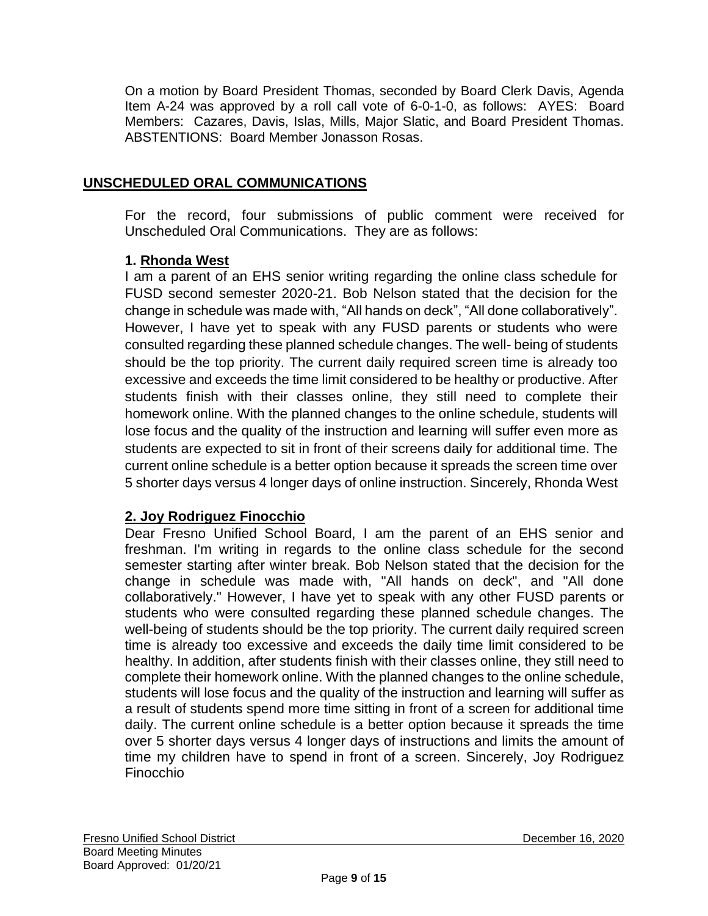On a motion by Board President Thomas, seconded by Board Clerk Davis, Agenda Item A-24 was approved by a roll call vote of 6-0-1-0, as follows: AYES: Board Members: Cazares, Davis, Islas, Mills, Major Slatic, and Board President Thomas. ABSTENTIONS: Board Member Jonasson Rosas.

## UNSCHEDULED ORAL COMMUNICATIONS

For the record, four submissions of public comment were received for Unscheduled Oral Communications. They are as follows:

**1. Rhonda West**

I am a parent of an EHS senior writing regarding the online class schedule for FUSD second semester 2020-21. Bob Nelson stated that the decision for the change in schedule was made with, "All hands on deck", "All done collaboratively". However, I have yet to speak with any FUSD parents or students who were consulted regarding these planned schedule changes. The well- being of students should be the top priority. The current daily required screen time is already too excessive and exceeds the time limit considered to be healthy or productive. After students finish with their classes online, they still need to complete their homework online. With the planned changes to the online schedule, students will lose focus and the quality of the instruction and learning will suffer even more as students are expected to sit in front of their screens daily for additional time. The current online schedule is a better option because it spreads the screen time over 5 shorter days versus 4 longer days of online instruction. Sincerely, Rhonda West

**2. Joy Rodriguez Finocchio**

Dear Fresno Unified School Board, I am the parent of an EHS senior and freshman. I'm writing in regards to the online class schedule for the second semester starting after winter break. Bob Nelson stated that the decision for the change in schedule was made with, "All hands on deck", and "All done collaboratively." However, I have yet to speak with any other FUSD parents or students who were consulted regarding these planned schedule changes. The well-being of students should be the top priority. The current daily required screen time is already too excessive and exceeds the daily time limit considered to be healthy. In addition, after students finish with their classes online, they still need to complete their homework online. With the planned changes to the online schedule, students will lose focus and the quality of the instruction and learning will suffer as a result of students spend more time sitting in front of a screen for additional time daily. The current online schedule is a better option because it spreads the time over 5 shorter days versus 4 longer days of instructions and limits the amount of time my children have to spend in front of a screen. Sincerely, Joy Rodriguez Finocchio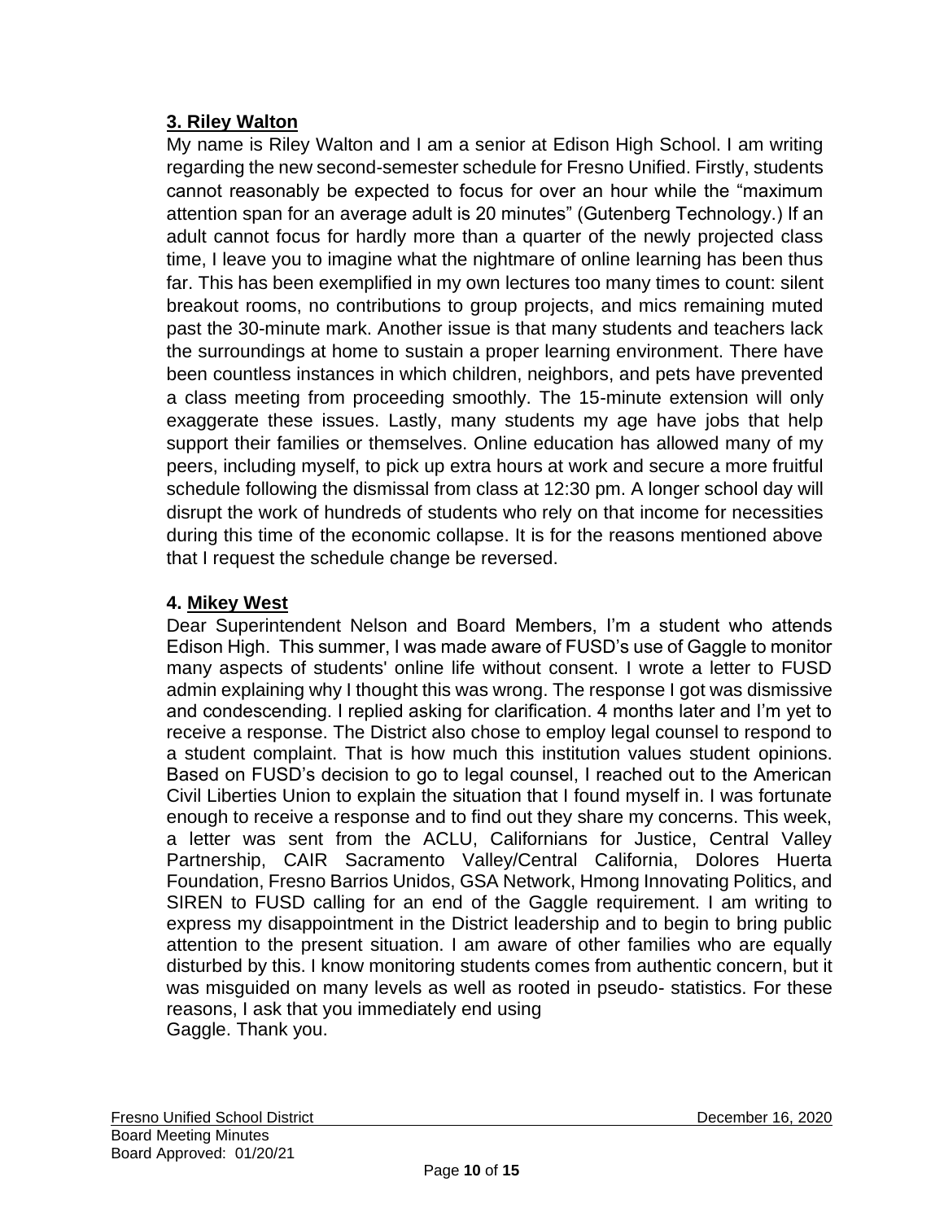**3. Riley Walton**

My name is Riley Walton and I am a senior at Edison High School. I am writing regarding the new second-semester schedule for Fresno Unified. Firstly, students cannot reasonably be expected to focus for over an hour while the "maximum attention span for an average adult is 20 minutes" (Gutenberg Technology.) If an adult cannot focus for hardly more than a quarter of the newly projected class time, I leave you to imagine what the nightmare of online learning has been thus far. This has been exemplified in my own lectures too many times to count: silent breakout rooms, no contributions to group projects, and mics remaining muted past the 30-minute mark. Another issue is that many students and teachers lack the surroundings at home to sustain a proper learning environment. There have been countless instances in which children, neighbors, and pets have prevented a class meeting from proceeding smoothly. The 15-minute extension will only exaggerate these issues. Lastly, many students my age have jobs that help support their families or themselves. Online education has allowed many of my peers, including myself, to pick up extra hours at work and secure a more fruitful schedule following the dismissal from class at 12:30 pm. A longer school day will disrupt the work of hundreds of students who rely on that income for necessities during this time of the economic collapse. It is for the reasons mentioned above that I request the schedule change be reversed.

**4. Mikey West**

Dear Superintendent Nelson and Board Members, I'm a student who attends Edison High. This summer, I was made aware of FUSD's use of Gaggle to monitor many aspects of students' online life without consent. I wrote a letter to FUSD admin explaining why I thought this was wrong. The response I got was dismissive and condescending. I replied asking for clarification. 4 months later and I'm yet to receive a response. The District also chose to employ legal counsel to respond to a student complaint. That is how much this institution values student opinions. Based on FUSD's decision to go to legal counsel, I reached out to the American Civil Liberties Union to explain the situation that I found myself in. I was fortunate enough to receive a response and to find out they share my concerns. This week, a letter was sent from the ACLU, Californians for Justice, Central Valley Partnership, CAIR Sacramento Valley/Central California, Dolores Huerta Foundation, Fresno Barrios Unidos, GSA Network, Hmong Innovating Politics, and SIREN to FUSD calling for an end of the Gaggle requirement. I am writing to express my disappointment in the District leadership and to begin to bring public attention to the present situation. I am aware of other families who are equally disturbed by this. I know monitoring students comes from authentic concern, but it was misguided on many levels as well as rooted in pseudo- statistics. For these reasons, I ask that you immediately end using Gaggle. Thank you.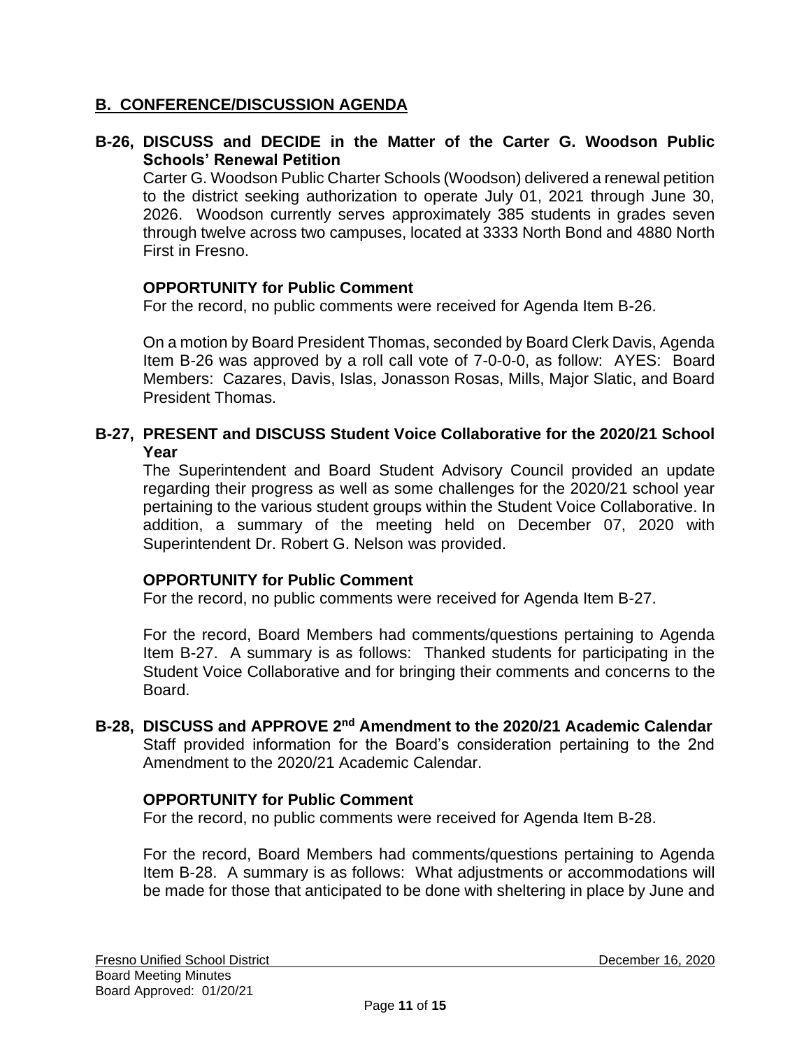## B. CONFERENCE/DISCUSSION AGENDA

**B-26, DISCUSS and DECIDE in the Matter of the Carter G. Woodson Public Schools' Renewal Petition**

Carter G. Woodson Public Charter Schools (Woodson) delivered a renewal petition to the district seeking authorization to operate July 01, 2021 through June 30, 2026. Woodson currently serves approximately 385 students in grades seven through twelve across two campuses, located at 3333 North Bond and 4880 North First in Fresno.

**OPPORTUNITY for Public Comment**

For the record, no public comments were received for Agenda Item B-26.

On a motion by Board President Thomas, seconded by Board Clerk Davis, Agenda Item B-26 was approved by a roll call vote of 7-0-0-0, as follow: AYES: Board Members: Cazares, Davis, Islas, Jonasson Rosas, Mills, Major Slatic, and Board President Thomas.

**B-27, PRESENT and DISCUSS Student Voice Collaborative for the 2020/21 School Year**

The Superintendent and Board Student Advisory Council provided an update regarding their progress as well as some challenges for the 2020/21 school year pertaining to the various student groups within the Student Voice Collaborative. In addition, a summary of the meeting held on December 07, 2020 with Superintendent Dr. Robert G. Nelson was provided.

**OPPORTUNITY for Public Comment**

For the record, no public comments were received for Agenda Item B-27.

For the record, Board Members had comments/questions pertaining to Agenda Item B-27. A summary is as follows: Thanked students for participating in the Student Voice Collaborative and for bringing their comments and concerns to the Board.

**B-28, DISCUSS and APPROVE 2nd Amendment to the 2020/21 Academic Calendar**

Staff provided information for the Board's consideration pertaining to the 2nd Amendment to the 2020/21 Academic Calendar.

**OPPORTUNITY for Public Comment**

For the record, no public comments were received for Agenda Item B-28.

For the record, Board Members had comments/questions pertaining to Agenda Item B-28. A summary is as follows: What adjustments or accommodations will be made for those that anticipated to be done with sheltering in place by June and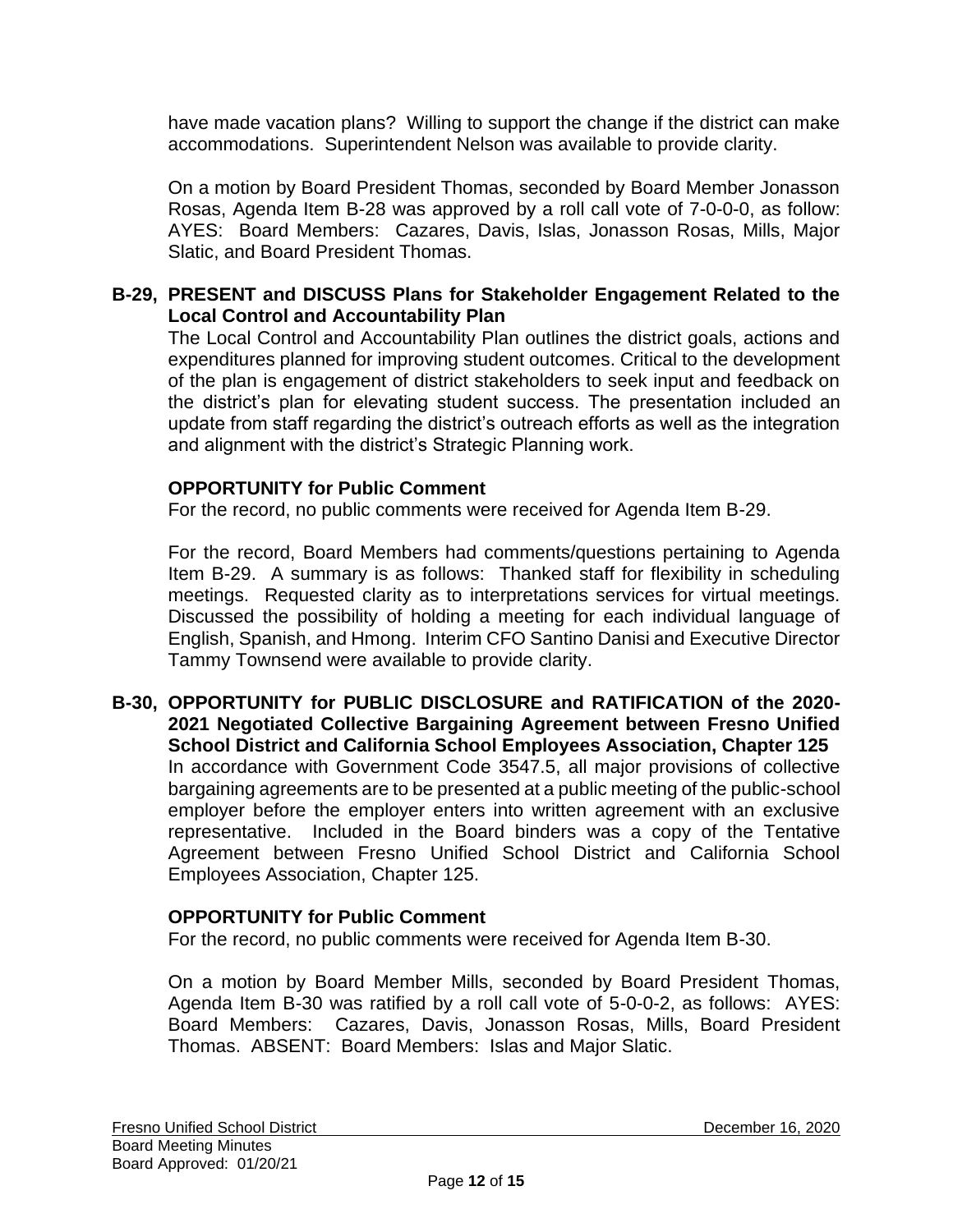have made vacation plans? Willing to support the change if the district can make accommodations. Superintendent Nelson was available to provide clarity.

On a motion by Board President Thomas, seconded by Board Member Jonasson Rosas, Agenda Item B-28 was approved by a roll call vote of 7-0-0-0, as follow: AYES: Board Members: Cazares, Davis, Islas, Jonasson Rosas, Mills, Major Slatic, and Board President Thomas.

**B-29, PRESENT and DISCUSS Plans for Stakeholder Engagement Related to the Local Control and Accountability Plan**

The Local Control and Accountability Plan outlines the district goals, actions and expenditures planned for improving student outcomes. Critical to the development of the plan is engagement of district stakeholders to seek input and feedback on the district's plan for elevating student success. The presentation included an update from staff regarding the district's outreach efforts as well as the integration and alignment with the district's Strategic Planning work.

**OPPORTUNITY for Public Comment**

For the record, no public comments were received for Agenda Item B-29.

For the record, Board Members had comments/questions pertaining to Agenda Item B-29. A summary is as follows: Thanked staff for flexibility in scheduling meetings. Requested clarity as to interpretations services for virtual meetings. Discussed the possibility of holding a meeting for each individual language of English, Spanish, and Hmong. Interim CFO Santino Danisi and Executive Director Tammy Townsend were available to provide clarity.

**B-30, OPPORTUNITY for PUBLIC DISCLOSURE and RATIFICATION of the 2020-2021 Negotiated Collective Bargaining Agreement between Fresno Unified School District and California School Employees Association, Chapter 125**

In accordance with Government Code 3547.5, all major provisions of collective bargaining agreements are to be presented at a public meeting of the public-school employer before the employer enters into written agreement with an exclusive representative. Included in the Board binders was a copy of the Tentative Agreement between Fresno Unified School District and California School Employees Association, Chapter 125.

**OPPORTUNITY for Public Comment**

For the record, no public comments were received for Agenda Item B-30.

On a motion by Board Member Mills, seconded by Board President Thomas, Agenda Item B-30 was ratified by a roll call vote of 5-0-0-2, as follows: AYES: Board Members: Cazares, Davis, Jonasson Rosas, Mills, Board President Thomas. ABSENT: Board Members: Islas and Major Slatic.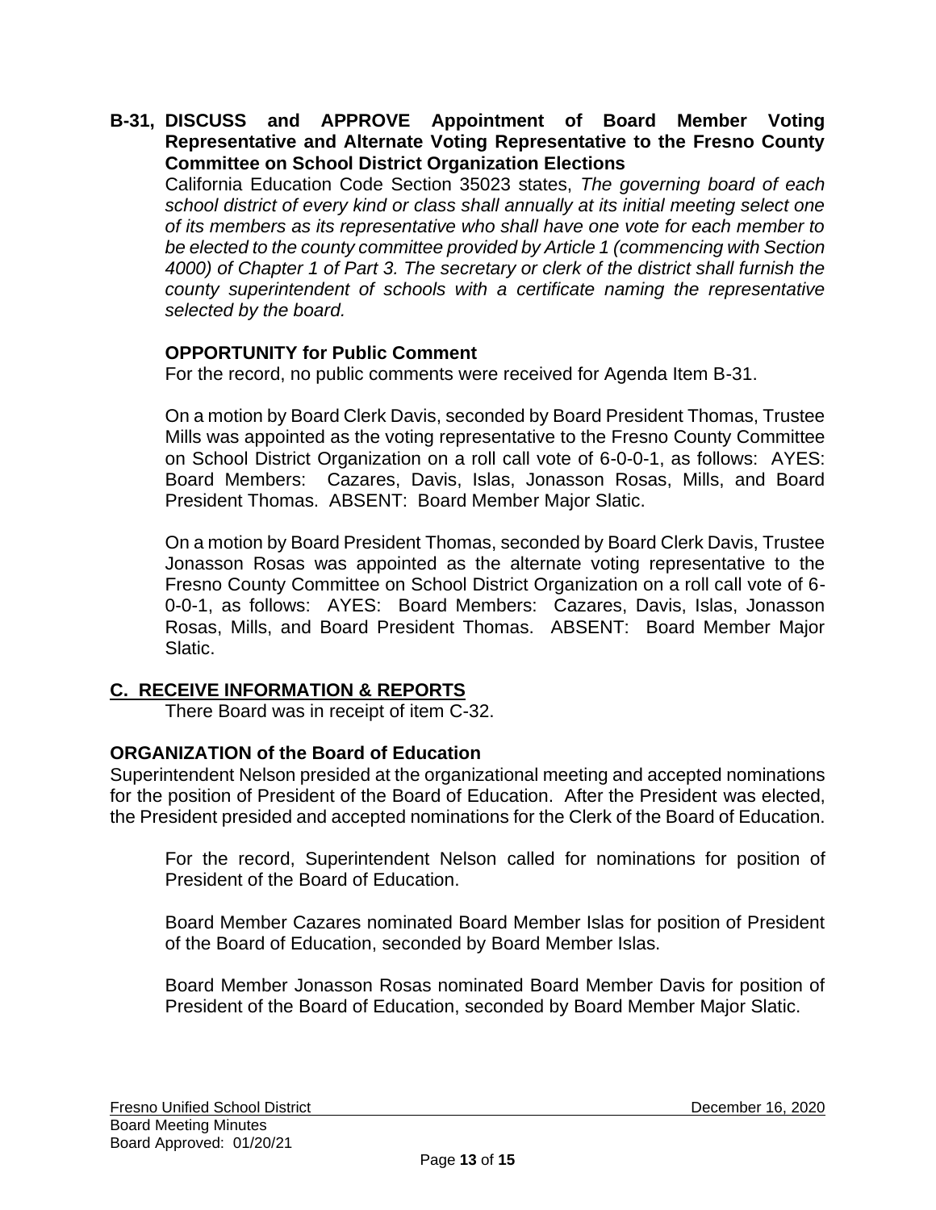**B-31, DISCUSS and APPROVE Appointment of Board Member Voting Representative and Alternate Voting Representative to the Fresno County Committee on School District Organization Elections**

California Education Code Section 35023 states, *The governing board of each school district of every kind or class shall annually at its initial meeting select one of its members as its representative who shall have one vote for each member to be elected to the county committee provided by Article 1 (commencing with Section 4000) of Chapter 1 of Part 3. The secretary or clerk of the district shall furnish the county superintendent of schools with a certificate naming the representative selected by the board.*

**OPPORTUNITY for Public Comment**

For the record, no public comments were received for Agenda Item B-31.

On a motion by Board Clerk Davis, seconded by Board President Thomas, Trustee Mills was appointed as the voting representative to the Fresno County Committee on School District Organization on a roll call vote of 6-0-0-1, as follows: AYES: Board Members: Cazares, Davis, Islas, Jonasson Rosas, Mills, and Board President Thomas. ABSENT: Board Member Major Slatic.

On a motion by Board President Thomas, seconded by Board Clerk Davis, Trustee Jonasson Rosas was appointed as the alternate voting representative to the Fresno County Committee on School District Organization on a roll call vote of 6-0-0-1, as follows: AYES: Board Members: Cazares, Davis, Islas, Jonasson Rosas, Mills, and Board President Thomas. ABSENT: Board Member Major Slatic.

## C. RECEIVE INFORMATION & REPORTS

There Board was in receipt of item C-32.

**ORGANIZATION of the Board of Education**

Superintendent Nelson presided at the organizational meeting and accepted nominations for the position of President of the Board of Education. After the President was elected, the President presided and accepted nominations for the Clerk of the Board of Education.

For the record, Superintendent Nelson called for nominations for position of President of the Board of Education.

Board Member Cazares nominated Board Member Islas for position of President of the Board of Education, seconded by Board Member Islas.

Board Member Jonasson Rosas nominated Board Member Davis for position of President of the Board of Education, seconded by Board Member Major Slatic.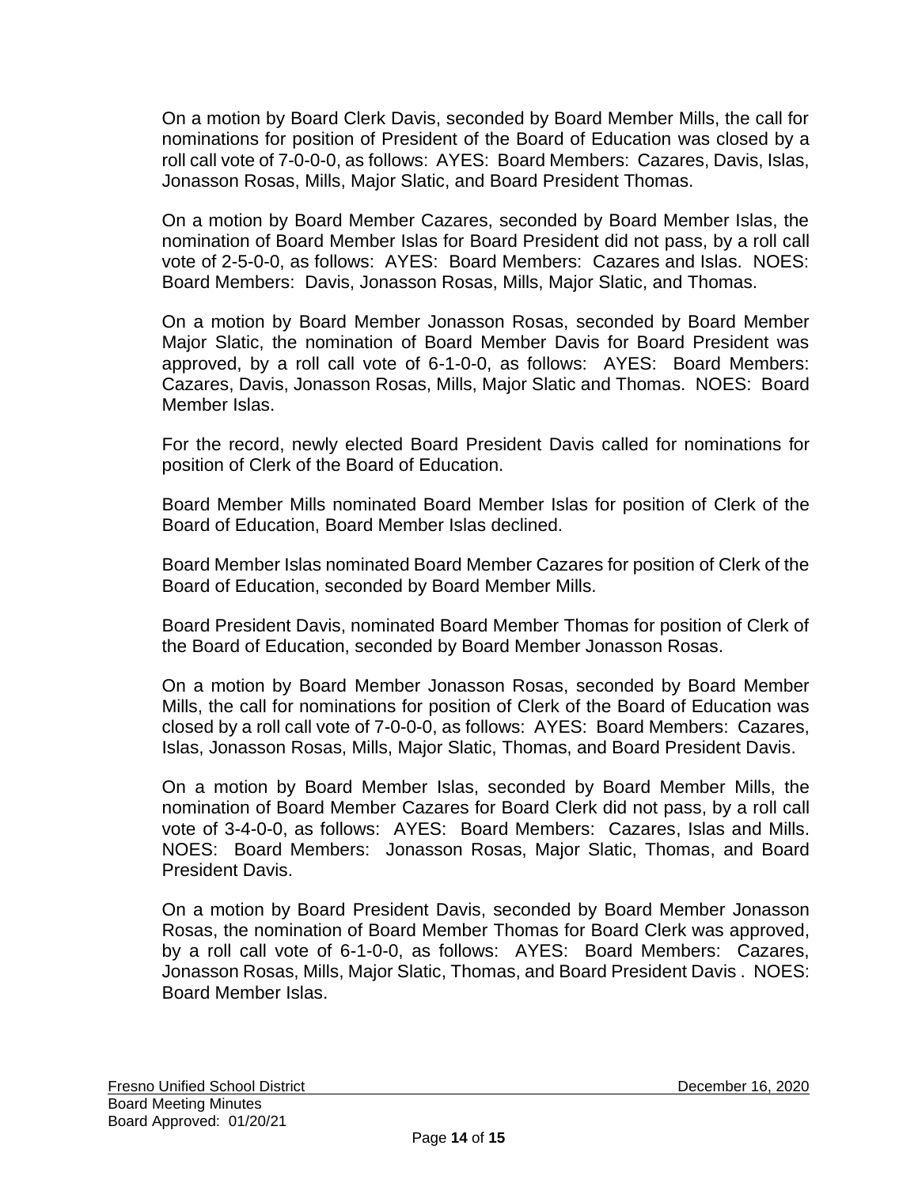On a motion by Board Clerk Davis, seconded by Board Member Mills, the call for nominations for position of President of the Board of Education was closed by a roll call vote of 7-0-0-0, as follows: AYES: Board Members: Cazares, Davis, Islas, Jonasson Rosas, Mills, Major Slatic, and Board President Thomas.

On a motion by Board Member Cazares, seconded by Board Member Islas, the nomination of Board Member Islas for Board President did not pass, by a roll call vote of 2-5-0-0, as follows: AYES: Board Members: Cazares and Islas. NOES: Board Members: Davis, Jonasson Rosas, Mills, Major Slatic, and Thomas.

On a motion by Board Member Jonasson Rosas, seconded by Board Member Major Slatic, the nomination of Board Member Davis for Board President was approved, by a roll call vote of 6-1-0-0, as follows: AYES: Board Members: Cazares, Davis, Jonasson Rosas, Mills, Major Slatic and Thomas. NOES: Board Member Islas.

For the record, newly elected Board President Davis called for nominations for position of Clerk of the Board of Education.

Board Member Mills nominated Board Member Islas for position of Clerk of the Board of Education, Board Member Islas declined.

Board Member Islas nominated Board Member Cazares for position of Clerk of the Board of Education, seconded by Board Member Mills.

Board President Davis, nominated Board Member Thomas for position of Clerk of the Board of Education, seconded by Board Member Jonasson Rosas.

On a motion by Board Member Jonasson Rosas, seconded by Board Member Mills, the call for nominations for position of Clerk of the Board of Education was closed by a roll call vote of 7-0-0-0, as follows: AYES: Board Members: Cazares, Islas, Jonasson Rosas, Mills, Major Slatic, Thomas, and Board President Davis.

On a motion by Board Member Islas, seconded by Board Member Mills, the nomination of Board Member Cazares for Board Clerk did not pass, by a roll call vote of 3-4-0-0, as follows: AYES: Board Members: Cazares, Islas and Mills. NOES: Board Members: Jonasson Rosas, Major Slatic, Thomas, and Board President Davis.

On a motion by Board President Davis, seconded by Board Member Jonasson Rosas, the nomination of Board Member Thomas for Board Clerk was approved, by a roll call vote of 6-1-0-0, as follows: AYES: Board Members: Cazares, Jonasson Rosas, Mills, Major Slatic, Thomas, and Board President Davis . NOES: Board Member Islas.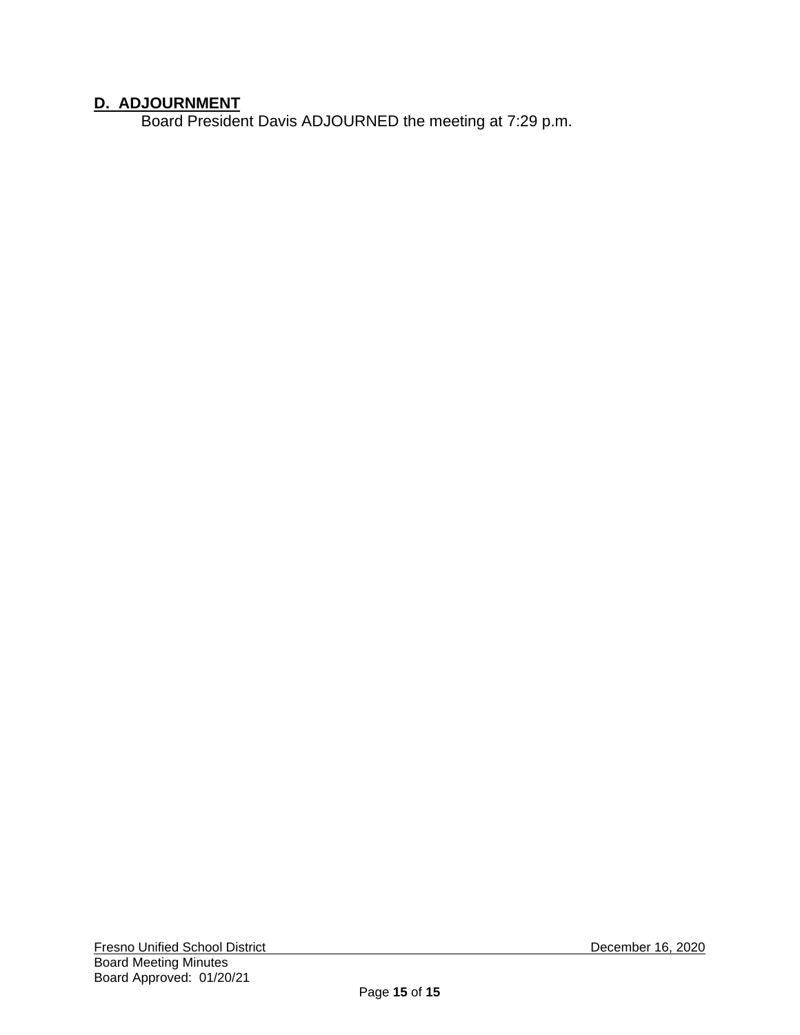## D. ADJOURNMENT

Board President Davis ADJOURNED the meeting at 7:29 p.m.